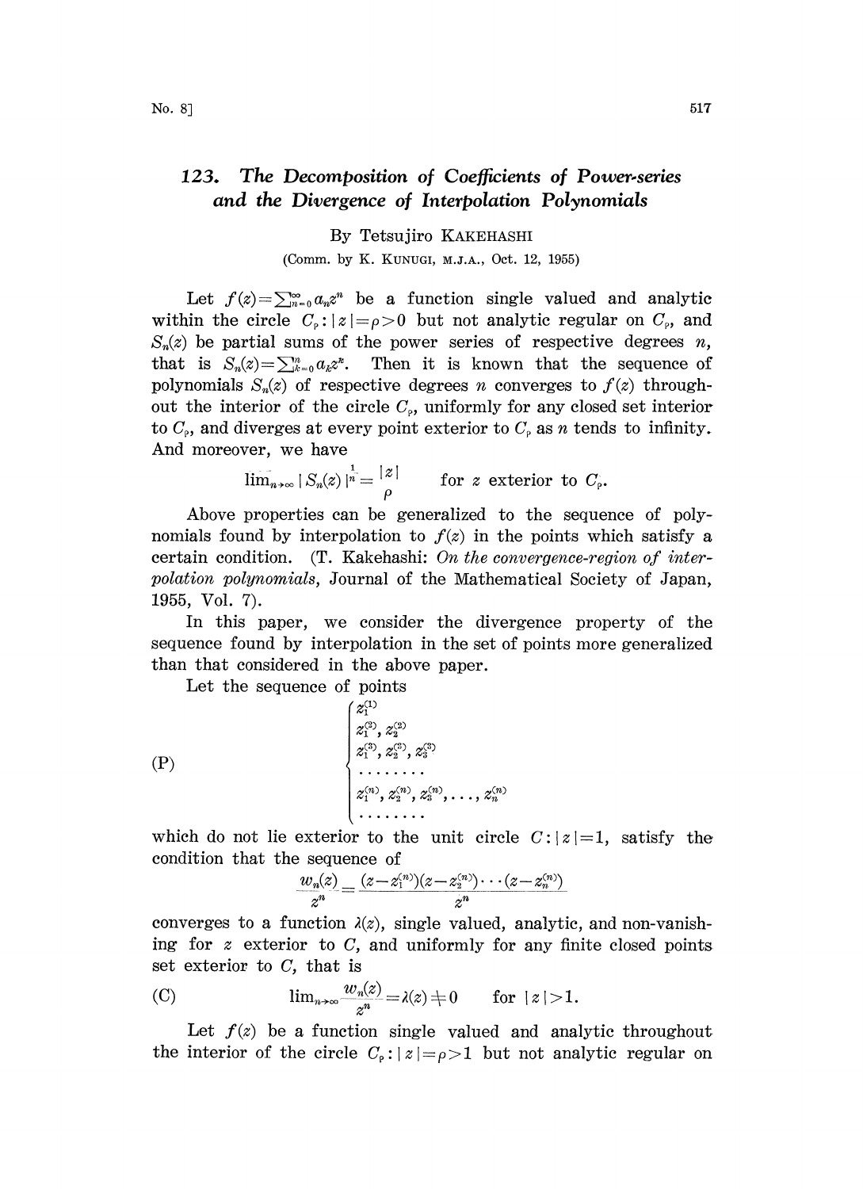# 123. The Decomposition of Coefficients of Power-series and the Divergence of Interpolation Polynomials

By Tetsujiro KAKEHASHI

(Comm. by K. KUNUGI, M.J.A., Oct. 12, 1955)

Let $f(z)=\sum_{n=0}^{\infty} a_n z^n$ be a function single valued and analytic within the circle $C_\rho : |z|=\rho>0$ but not analytic regular on $C_\rho$, and $S_n(z)$ be partial sums of the power series of respective degrees $n$, that is $S_n(z)=\sum_{k=0}^{n} a_k z^k$. Then it is known that the sequence of polynomials $S_n(z)$ of respective degrees $n$ converges to $f(z)$ throughout the interior of the circle $C_\rho$, uniformly for any closed set interior to $C_\rho$, and diverges at every point exterior to $C_\rho$ as $n$ tends to infinity. And moreover, we have

$$\overline{\lim}_{n\to\infty} |S_n(z)|^{\frac{1}{n}} = \frac{|z|}{\rho} \qquad \text{for } z \text{ exterior to } C_\rho.$$

Above properties can be generalized to the sequence of polynomials found by interpolation to $f(z)$ in the points which satisfy a certain condition. (T. Kakehashi: *On the convergence-region of interpolation polynomials*, Journal of the Mathematical Society of Japan, 1955, Vol. 7).

In this paper, we consider the divergence property of the sequence found by interpolation in the set of points more generalized than that considered in the above paper.

Let the sequence of points

$$\text{(P)} \qquad \begin{cases} z_1^{(1)} \\ z_1^{(2)}, z_2^{(2)} \\ z_1^{(3)}, z_2^{(3)}, z_3^{(3)} \\ \cdots\cdots\cdots \\ z_1^{(n)}, z_2^{(n)}, z_3^{(n)}, \ldots, z_n^{(n)} \\ \cdots\cdots\cdots \end{cases}$$

which do not lie exterior to the unit circle $C: |z|=1$, satisfy the condition that the sequence of

$$\frac{w_n(z)}{z^n} = \frac{(z-z_1^{(n)})(z-z_2^{(n)})\cdots(z-z_n^{(n)})}{z^n}$$

converges to a function $\lambda(z)$, single valued, analytic, and non-vanishing for $z$ exterior to $C$, and uniformly for any finite closed points set exterior to $C$, that is

$$\text{(C)} \qquad \lim_{n\to\infty} \frac{w_n(z)}{z^n} = \lambda(z) \neq 0 \qquad \text{for } |z|>1.$$

Let $f(z)$ be a function single valued and analytic throughout the interior of the circle $C_\rho : |z|=\rho>1$ but not analytic regular on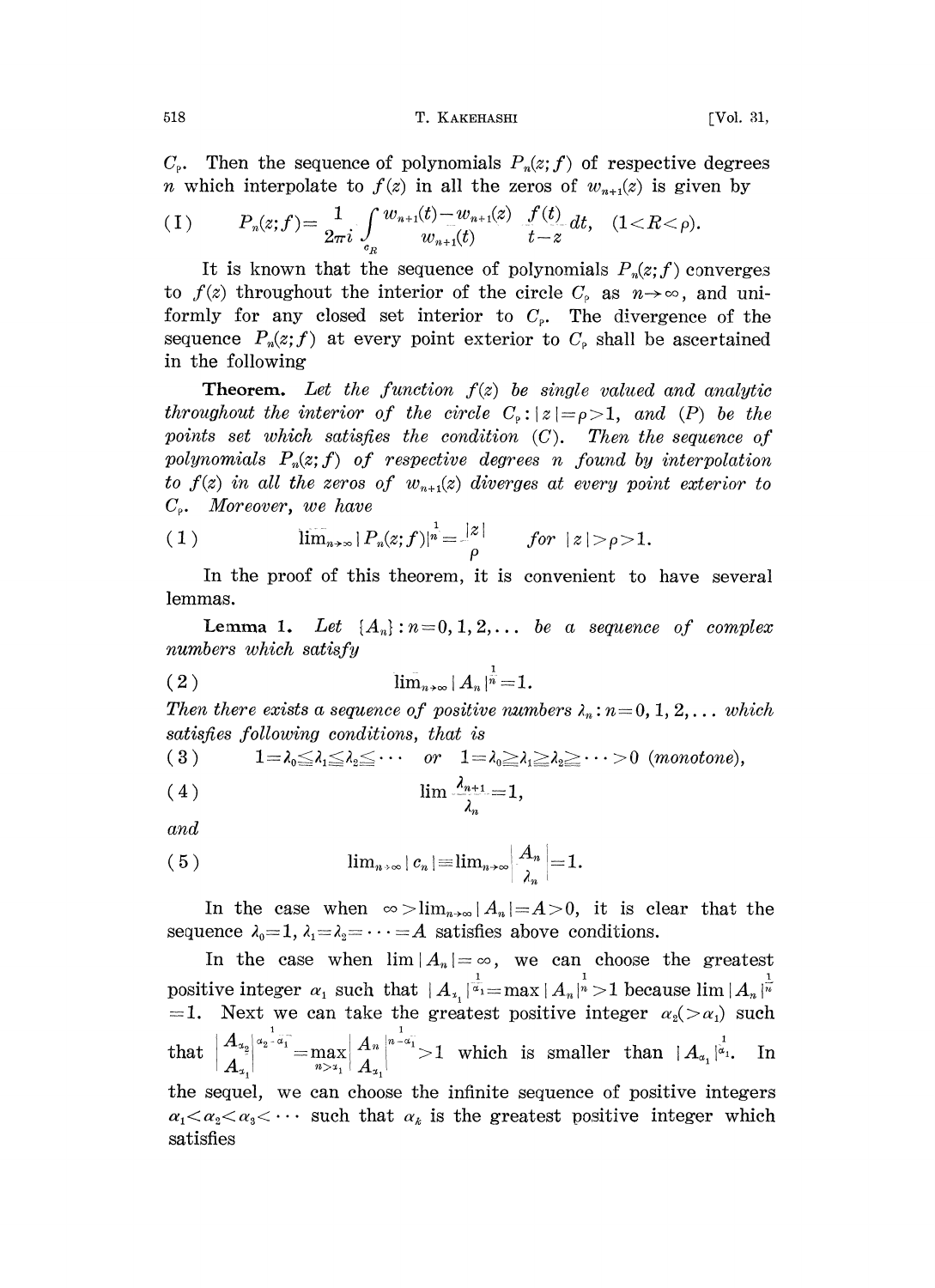$C_\rho$. Then the sequence of polynomials $P_n(z;f)$ of respective degrees $n$ which interpolate to $f(z)$ in all the zeros of $w_{n+1}(z)$ is given by

$$(\text{I}) \qquad P_n(z;f) = \frac{1}{2\pi i}\int_{C_R} \frac{w_{n+1}(t)-w_{n+1}(z)}{w_{n+1}(t)} \frac{f(t)}{t-z}dt, \quad (1<R<\rho).$$

It is known that the sequence of polynomials $P_n(z;f)$ converges to $f(z)$ throughout the interior of the circle $C_\rho$ as $n\to\infty$, and uniformly for any closed set interior to $C_\rho$. The divergence of the sequence $P_n(z;f)$ at every point exterior to $C_\rho$ shall be ascertained in the following

**Theorem.** *Let the function $f(z)$ be single valued and analytic throughout the interior of the circle $C_\rho: |z|=\rho>1$, and $(P)$ be the points set which satisfies the condition $(C)$. Then the sequence of polynomials $P_n(z;f)$ of respective degrees $n$ found by interpolation to $f(z)$ in all the zeros of $w_{n+1}(z)$ diverges at every point exterior to $C_\rho$. Moreover, we have*

$$(1) \qquad \overline{\lim}_{n\to\infty} |P_n(z;f)|^{\frac{1}{n}} = \frac{|z|}{\rho} \qquad \textit{for } |z|>\rho>1.$$

In the proof of this theorem, it is convenient to have several lemmas.

**Lemma 1.** *Let $\{A_n\}: n=0,1,2,\dots$ be a sequence of complex numbers which satisfy*

$$(2) \qquad \overline{\lim}_{n\to\infty} |A_n|^{\frac{1}{n}} = 1.$$

*Then there exists a sequence of positive numbers $\lambda_n: n=0,1,2,\dots$ which satisfies following conditions, that is*

$$(3) \qquad 1=\lambda_0\leqq\lambda_1\leqq\lambda_2\leqq\cdots \quad \textit{or} \quad 1=\lambda_0\geqq\lambda_1\geqq\lambda_2\geqq\cdots>0 \ (\textit{monotone}),$$

$$(4) \qquad \lim \frac{\lambda_{n+1}}{\lambda_n} = 1,$$

*and*

$$(5) \qquad \overline{\lim}_{n\to\infty} |c_n| \equiv \overline{\lim}_{n\to\infty} \left|\frac{A_n}{\lambda_n}\right| = 1.$$

In the case when $\infty>\overline{\lim}_{n\to\infty}|A_n|=A>0$, it is clear that the sequence $\lambda_0=1, \lambda_1=\lambda_2=\cdots=A$ satisfies above conditions.

In the case when $\overline{\lim}|A_n|=\infty$, we can choose the greatest positive integer $\alpha_1$ such that $|A_{\alpha_1}|^{\frac{1}{\alpha_1}}=\max|A_n|^{\frac{1}{n}}>1$ because $\overline{\lim}|A_n|^{\frac{1}{n}}=1$. Next we can take the greatest positive integer $\alpha_2(>\alpha_1)$ such that $\left|\frac{A_{\alpha_2}}{A_{\alpha_1}}\right|^{\frac{1}{\alpha_2-\alpha_1}}=\max\limits_{n>\alpha_1}\left|\frac{A_n}{A_{\alpha_1}}\right|^{\frac{1}{n-\alpha_1}}>1$ which is smaller than $|A_{\alpha_1}|^{\frac{1}{\alpha_1}}$. In the sequel, we can choose the infinite sequence of positive integers $\alpha_1<\alpha_2<\alpha_3<\cdots$ such that $\alpha_k$ is the greatest positive integer which satisfies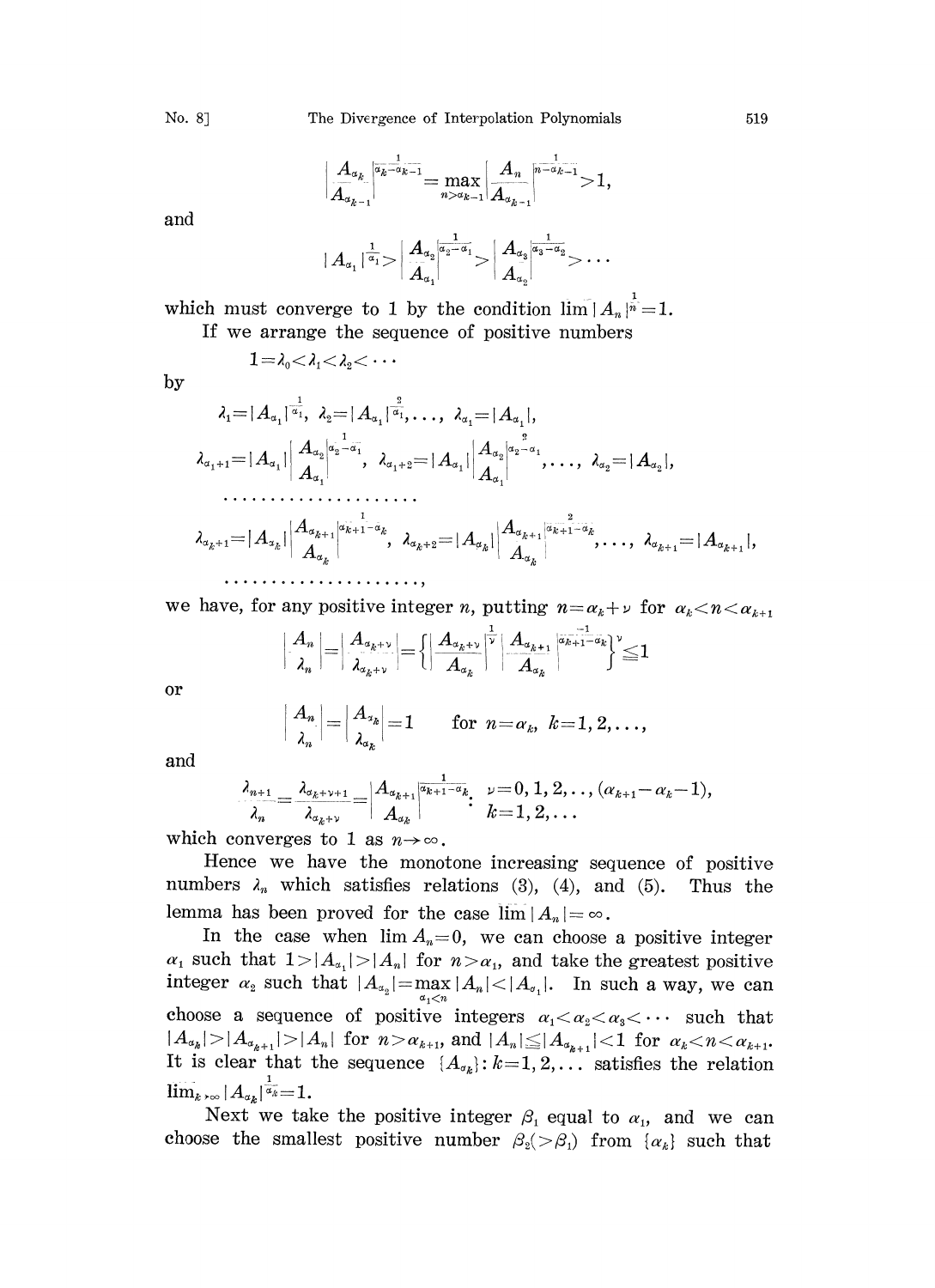$$\left|\frac{A_{\alpha_k}}{A_{\alpha_{k-1}}}\right|^{\frac{1}{\alpha_k-\alpha_{k-1}}}=\max_{n>\alpha_{k-1}}\left|\frac{A_n}{A_{\alpha_{k-1}}}\right|^{\frac{1}{n-\alpha_{k-1}}}>1,$$

and

$$|A_{\alpha_1}|^{\frac{1}{\alpha_1}}>\left|\frac{A_{\alpha_2}}{A_{\alpha_1}}\right|^{\frac{1}{\alpha_2-\alpha_1}}>\left|\frac{A_{\alpha_3}}{A_{\alpha_2}}\right|^{\frac{1}{\alpha_3-\alpha_2}}>\cdots$$

which must converge to 1 by the condition $\overline{\lim}|A_n|^{\frac{1}{n}}=1$.

If we arrange the sequence of positive numbers

$$1=\lambda_0<\lambda_1<\lambda_2<\cdots$$

by

$$\lambda_1=|A_{\alpha_1}|^{\frac{1}{\alpha_1}},\ \lambda_2=|A_{\alpha_1}|^{\frac{2}{\alpha_1}},\ldots,\ \lambda_{\alpha_1}=|A_{\alpha_1}|,$$

$$\lambda_{\alpha_1+1}=|A_{\alpha_1}|\left|\frac{A_{\alpha_2}}{A_{\alpha_1}}\right|^{\frac{1}{\alpha_2-\alpha_1}},\ \lambda_{\alpha_1+2}=|A_{\alpha_1}|\left|\frac{A_{\alpha_2}}{A_{\alpha_1}}\right|^{\frac{2}{\alpha_2-\alpha_1}},\ldots,\ \lambda_{\alpha_2}=|A_{\alpha_2}|,$$

$$\cdots\cdots\cdots\cdots\cdots\cdots\cdots$$

$$\lambda_{\alpha_k+1}=|A_{\alpha_k}|\left|\frac{A_{\alpha_{k+1}}}{A_{\alpha_k}}\right|^{\frac{1}{\alpha_{k+1}-\alpha_k}},\ \lambda_{\alpha_k+2}=|A_{\alpha_k}|\left|\frac{A_{\alpha_{k+1}}}{A_{\alpha_k}}\right|^{\frac{2}{\alpha_{k+1}-\alpha_k}},\ldots,\ \lambda_{\alpha_{k+1}}=|A_{\alpha_{k+1}}|,$$

$$\cdots\cdots\cdots\cdots\cdots\cdots\cdots,$$

we have, for any positive integer $n$, putting $n=\alpha_k+\nu$ for $\alpha_k<n<\alpha_{k+1}$

$$\left|\frac{A_n}{\lambda_n}\right|=\left|\frac{A_{\alpha_k+\nu}}{\lambda_{\alpha_k+\nu}}\right|=\left\{\left|\frac{A_{\alpha_k+\nu}}{A_{\alpha_k}}\right|^{\frac{1}{\nu}}\left|\frac{A_{\alpha_{k+1}}}{A_{\alpha_k}}\right|^{\frac{-1}{\alpha_{k+1}-\alpha_k}}\right\}^{\nu}\leqq 1$$

or

$$\left|\frac{A_n}{\lambda_n}\right|=\left|\frac{A_{\alpha_k}}{\lambda_{\alpha_k}}\right|=1\qquad\text{for } n=\alpha_k,\ k=1,2,\ldots,$$

and

$$\frac{\lambda_{n+1}}{\lambda_n}=\frac{\lambda_{\alpha_k+\nu+1}}{\lambda_{\alpha_k+\nu}}=\left|\frac{A_{\alpha_{k+1}}}{A_{\alpha_k}}\right|^{\frac{1}{\alpha_{k+1}-\alpha_k}}:\ \begin{array}{l}\nu=0,1,2,\ldots,(\alpha_{k+1}-\alpha_k-1),\\ k=1,2,\ldots\end{array}$$

which converges to 1 as $n\to\infty$.

Hence we have the monotone increasing sequence of positive numbers $\lambda_n$ which satisfies relations (3), (4), and (5). Thus the lemma has been proved for the case $\overline{\lim}|A_n|=\infty$.

In the case when $\lim A_n=0$, we can choose a positive integer $\alpha_1$ such that $1>|A_{\alpha_1}|>|A_n|$ for $n>\alpha_1$, and take the greatest positive integer $\alpha_2$ such that $|A_{\alpha_2}|=\max_{\alpha_1<n}|A_n|<|A_{\alpha_1}|$. In such a way, we can choose a sequence of positive integers $\alpha_1<\alpha_2<\alpha_3<\cdots$ such that $|A_{\alpha_k}|>|A_{\alpha_{k+1}}|>|A_n|$ for $n>\alpha_{k+1}$, and $|A_n|\leqq|A_{\alpha_{k+1}}|<1$ for $\alpha_k<n<\alpha_{k+1}$. It is clear that the sequence $\{A_{\alpha_k}\}: k=1,2,\ldots$ satisfies the relation $\overline{\lim}_{k\to\infty}|A_{\alpha_k}|^{\frac{1}{\alpha_k}}=1$.

Next we take the positive integer $\beta_1$ equal to $\alpha_1$, and we can choose the smallest positive number $\beta_2(>\beta_1)$ from $\{\alpha_k\}$ such that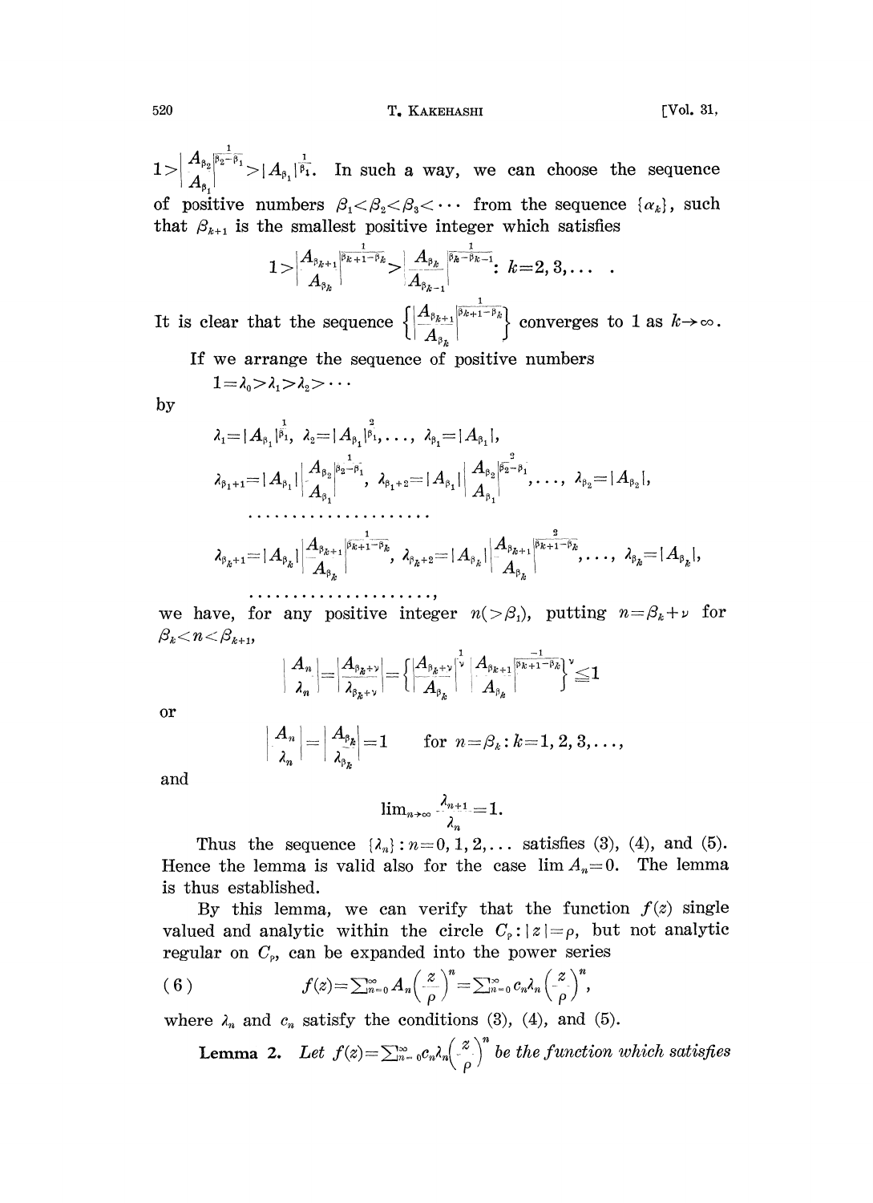$1>\left|\frac{A_{\beta_2}}{A_{\beta_1}}\right|^{\frac{1}{\beta_2-\beta_1}}>|A_{\beta_1}|^{\frac{1}{\beta_1}}$. In such a way, we can choose the sequence of positive numbers $\beta_1<\beta_2<\beta_3<\cdots$ from the sequence $\{\alpha_k\}$, such that $\beta_{k+1}$ is the smallest positive integer which satisfies

$$1>\left|\frac{A_{\beta_{k+1}}}{A_{\beta_k}}\right|^{\frac{1}{\beta_{k+1}-\beta_k}}>\left|\frac{A_{\beta_k}}{A_{\beta_{k-1}}}\right|^{\frac{1}{\beta_k-\beta_{k-1}}}: k=2,3,\dots .$$

It is clear that the sequence $\left\{\left|\frac{A_{\beta_{k+1}}}{A_{\beta_k}}\right|^{\frac{1}{\beta_{k+1}-\beta_k}}\right\}$ converges to 1 as $k\to\infty$.

If we arrange the sequence of positive numbers

$$1=\lambda_0>\lambda_1>\lambda_2>\cdots$$

by

$$\lambda_1=|A_{\beta_1}|^{\frac{1}{\beta_1}},\ \lambda_2=|A_{\beta_1}|^{\frac{2}{\beta_1}},\dots,\ \lambda_{\beta_1}=|A_{\beta_1}|,$$

$$\lambda_{\beta_1+1}=|A_{\beta_1}|\left|\frac{A_{\beta_2}}{A_{\beta_1}}\right|^{\frac{1}{\beta_2-\beta_1}},\ \lambda_{\beta_1+2}=|A_{\beta_1}|\left|\frac{A_{\beta_2}}{A_{\beta_1}}\right|^{\frac{2}{\beta_2-\beta_1}},\dots,\ \lambda_{\beta_2}=|A_{\beta_2}|,$$

$$\cdots\cdots\cdots\cdots\cdots\cdots\cdots$$

$$\lambda_{\beta_k+1}=|A_{\beta_k}|\left|\frac{A_{\beta_{k+1}}}{A_{\beta_k}}\right|^{\frac{1}{\beta_{k+1}-\beta_k}},\ \lambda_{\beta_k+2}=|A_{\beta_k}|\left|\frac{A_{\beta_{k+1}}}{A_{\beta_k}}\right|^{\frac{2}{\beta_{k+1}-\beta_k}},\dots,\ \lambda_{\beta_k}=|A_{\beta_k}|,$$

$$\cdots\cdots\cdots\cdots\cdots\cdots\cdots,$$

we have, for any positive integer $n(>\beta_1)$, putting $n=\beta_k+\nu$ for $\beta_k<n<\beta_{k+1}$,

$$\left|\frac{A_n}{\lambda_n}\right|=\left|\frac{A_{\beta_k+\nu}}{\lambda_{\beta_k+\nu}}\right|=\left\{\left|\frac{A_{\beta_k+\nu}}{A_{\beta_k}}\right|^{\frac{1}{\nu}}\left|\frac{A_{\beta_{k+1}}}{A_{\beta_k}}\right|^{\frac{-1}{\beta_{k+1}-\beta_k}}\right\}^{\nu}\leqq 1$$

or

$$\left|\frac{A_n}{\lambda_n}\right|=\left|\frac{A_{\beta_k}}{\lambda_{\beta_k}}\right|=1 \qquad \text{for } n=\beta_k: k=1,2,3,\dots,$$

and

$$\lim_{n\to\infty}\frac{\lambda_{n+1}}{\lambda_n}=1.$$

Thus the sequence $\{\lambda_n\}: n=0,1,2,\dots$ satisfies (3), (4), and (5). Hence the lemma is valid also for the case $\lim A_n=0$. The lemma is thus established.

By this lemma, we can verify that the function $f(z)$ single valued and analytic within the circle $C_\rho: |z|=\rho$, but not analytic regular on $C_\rho$, can be expanded into the power series

$$f(z)=\sum_{n=0}^{\infty}A_n\left(\frac{z}{\rho}\right)^n=\sum_{n=0}^{\infty}c_n\lambda_n\left(\frac{z}{\rho}\right)^n, \tag{6}$$

where $\lambda_n$ and $c_n$ satisfy the conditions (3), (4), and (5).

**Lemma 2.** *Let $f(z)=\sum_{n=0}^{\infty}c_n\lambda_n\left(\frac{z}{\rho}\right)^n$ be the function which satisfies*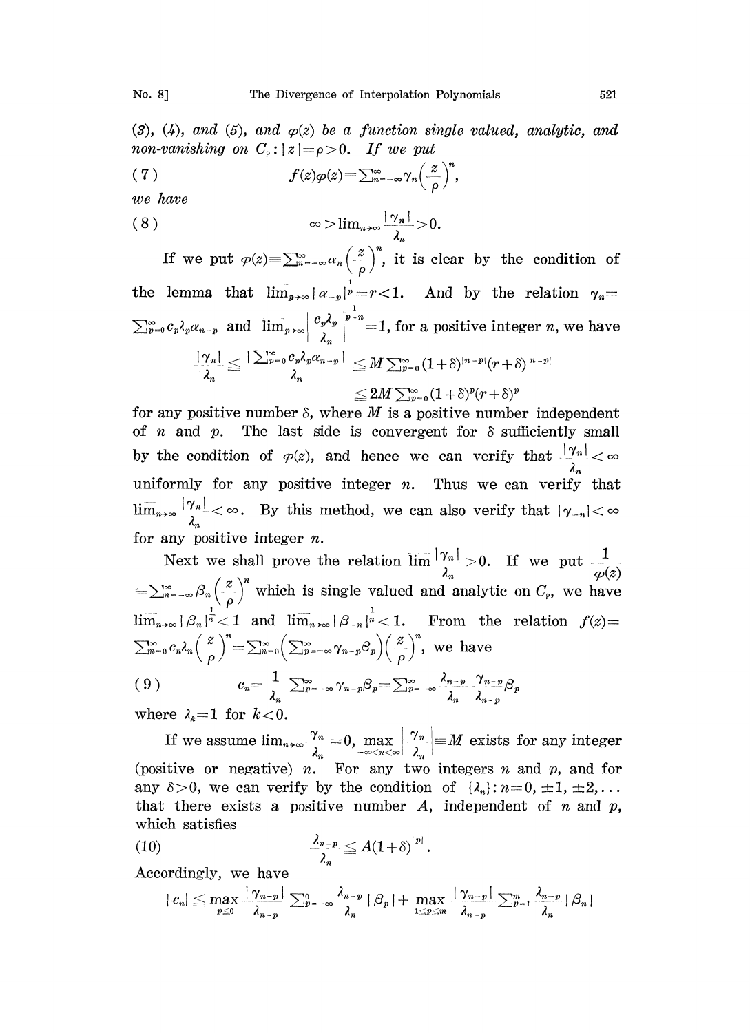(3), (4), and (5), and $\varphi(z)$ be a function single valued, analytic, and non-vanishing on $C_\rho: |z|=\rho>0$. If we put

$$(7) \qquad f(z)\varphi(z)\equiv\sum_{n=-\infty}^{\infty}\gamma_n\left(\frac{z}{\rho}\right)^n,$$

we have

$$(8) \qquad \infty>\overline{\lim}_{n\to\infty}\frac{|\gamma_n|}{\lambda_n}>0.$$

If we put $\varphi(z)\equiv\sum_{n=-\infty}^{\infty}\alpha_n\left(\frac{z}{\rho}\right)^n$, it is clear by the condition of the lemma that $\overline{\lim}_{p\to\infty}|\alpha_{-p}|^{\frac{1}{p}}=r<1$. And by the relation $\gamma_n=\sum_{p=0}^{\infty}c_p\lambda_p\alpha_{n-p}$ and $\overline{\lim}_{p\to\infty}\left|\frac{c_p\lambda_p}{\lambda_n}\right|^{\frac{1}{p-n}}=1$, for a positive integer $n$, we have

$$\frac{|\gamma_n|}{\lambda_n}\leqq\frac{|\sum_{p=0}^{\infty}c_p\lambda_p\alpha_{n-p}|}{\lambda_n}\leqq M\sum_{p=0}^{\infty}(1+\delta)^{|n-p|}(r+\delta)^{n-p}$$
$$\leqq 2M\sum_{p=0}^{\infty}(1+\delta)^p(r+\delta)^p$$

for any positive number $\delta$, where $M$ is a positive number independent of $n$ and $p$. The last side is convergent for $\delta$ sufficiently small by the condition of $\varphi(z)$, and hence we can verify that $\frac{|\gamma_n|}{\lambda_n}<\infty$ uniformly for any positive integer $n$. Thus we can verify that $\overline{\lim}_{n\to\infty}\frac{|\gamma_n|}{\lambda_n}<\infty$. By this method, we can also verify that $|\gamma_{-n}|<\infty$ for any positive integer $n$.

Next we shall prove the relation $\overline{\lim}\frac{|\gamma_n|}{\lambda_n}>0$. If we put $\frac{1}{\varphi(z)}\equiv\sum_{n=-\infty}^{\infty}\beta_n\left(\frac{z}{\rho}\right)^n$ which is single valued and analytic on $C_\rho$, we have $\overline{\lim}_{n\to\infty}|\beta_n|^{\frac{1}{n}}<1$ and $\overline{\lim}_{n\to\infty}|\beta_{-n}|^{\frac{1}{n}}<1$. From the relation $f(z)=\sum_{n=0}^{\infty}c_n\lambda_n\left(\frac{z}{\rho}\right)^n=\sum_{n=0}^{\infty}\left(\sum_{p=-\infty}^{\infty}\gamma_{n-p}\beta_p\right)\left(\frac{z}{\rho}\right)^n$, we have

$$(9) \qquad c_n=\frac{1}{\lambda_n}\sum_{p=-\infty}^{\infty}\gamma_{n-p}\beta_p=\sum_{p=-\infty}^{\infty}\frac{\lambda_{n-p}}{\lambda_n}\frac{\gamma_{n-p}}{\lambda_{n-p}}\beta_p$$

where $\lambda_k=1$ for $k<0$.

If we assume $\lim_{n\to\infty}\frac{\gamma_n}{\lambda_n}=0$, $\max_{-\infty<n<\infty}\left|\frac{\gamma_n}{\lambda_n}\right|\equiv M$ exists for any integer (positive or negative) $n$. For any two integers $n$ and $p$, and for any $\delta>0$, we can verify by the condition of $\{\lambda_n\}: n=0, \pm1, \pm2,\dots$ that there exists a positive number $A$, independent of $n$ and $p$, which satisfies

$$(10) \qquad \frac{\lambda_{n-p}}{\lambda_n}\leqq A(1+\delta)^{|p|}.$$

Accordingly, we have

$$|c_n|\leqq\max_{p\leqq0}\frac{|\gamma_{n-p}|}{\lambda_{n-p}}\sum_{p=-\infty}^{0}\frac{\lambda_{n-p}}{\lambda_n}|\beta_p|+\max_{1\leqq p\leqq m}\frac{|\gamma_{n-p}|}{\lambda_{n-p}}\sum_{p=1}^{m}\frac{\lambda_{n-p}}{\lambda_n}|\beta_n|$$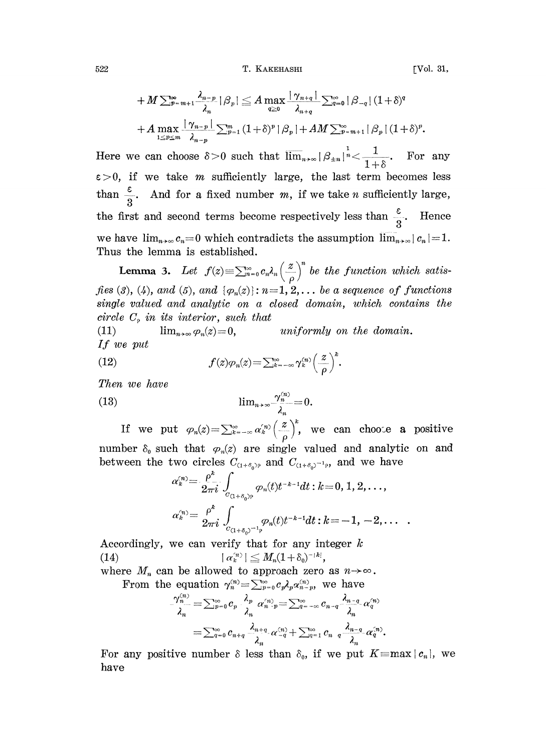$$+M\sum_{p=m+1}^{\infty}\frac{\lambda_{n-p}}{\lambda_n}|\beta_p| \leq A \max_{q\geq 0}\frac{|\gamma_{n+q}|}{\lambda_{n+q}}\sum_{q=0}^{\infty}|\beta_{-q}|(1+\delta)^q$$

$$+A\max_{1\leq p\leq m}\frac{|\gamma_{n-p}|}{\lambda_{n-p}}\sum_{p=1}^{m}(1+\delta)^p|\beta_p| + AM\sum_{p=m+1}^{\infty}|\beta_p|(1+\delta)^p.$$

Here we can choose $\delta>0$ such that $\overline{\lim}_{n\to\infty}|\beta_{\pm n}|^{\frac{1}{n}}<\frac{1}{1+\delta}$. For any $\varepsilon>0$, if we take $m$ sufficiently large, the last term becomes less than $\frac{\varepsilon}{3}$. And for a fixed number $m$, if we take $n$ sufficiently large, the first and second terms become respectively less than $\frac{\varepsilon}{3}$. Hence we have $\lim_{n\to\infty}c_n=0$ which contradicts the assumption $\overline{\lim}_{n\to\infty}|c_n|=1$. Thus the lemma is established.

**Lemma 3.** *Let $f(z)\equiv\sum_{n=0}^{\infty}c_n\lambda_n\left(\frac{z}{\rho}\right)^n$ be the function which satisfies (3), (4), and (5), and $\{\varphi_n(z)\}: n=1,2,\dots$ be a sequence of functions single valued and analytic on a closed domain, which contains the circle $C_\rho$ in its interior, such that*

(11) $\qquad \lim_{n\to\infty}\varphi_n(z)=0,\qquad$ *uniformly on the domain.*

*If we put*

$$f(z)\varphi_n(z)=\sum_{k=-\infty}^{\infty}\gamma_k^{(n)}\left(\frac{z}{\rho}\right)^k. \tag{12}$$

*Then we have*

$$\lim_{n\to\infty}\frac{\gamma_n^{(n)}}{\lambda_n}=0. \tag{13}$$

If we put $\varphi_n(z)=\sum_{k=-\infty}^{\infty}\alpha_k^{(n)}\left(\frac{z}{\rho}\right)^k$, we can choose a positive number $\delta_0$ such that $\varphi_n(z)$ are single valued and analytic on and between the two circles $C_{(1+\delta_0)\rho}$ and $C_{(1+\delta_0)^{-1}\rho}$, and we have

$$\alpha_k^{(n)}=\frac{\rho^k}{2\pi i}\int_{C_{(1+\delta_0)\rho}}\varphi_n(t)t^{-k-1}dt: k=0,1,2,\dots,$$

$$\alpha_k^{(n)}=\frac{\rho^k}{2\pi i}\int_{C_{(1+\delta_0)^{-1}\rho}}\varphi_n(t)t^{-k-1}dt: k=-1,-2,\dots.$$

Accordingly, we can verify that for any integer $k$

$$|\alpha_k^{(n)}|\leq M_n(1+\delta_0)^{-|k|}, \tag{14}$$

where $M_n$ can be allowed to approach zero as $n\to\infty$.

From the equation $\gamma_n^{(n)}=\sum_{p=0}^{\infty}c_p\lambda_p\alpha_{n-p}^{(n)}$, we have

$$\frac{\gamma_n^{(n)}}{\lambda_n}=\sum_{p=0}^{\infty}c_p\frac{\lambda_p}{\lambda_n}\alpha_{n-p}^{(n)}=\sum_{q=-\infty}^{\infty}c_{n-q}\frac{\lambda_{n-q}}{\lambda_n}\alpha_q^{(n)}$$

$$=\sum_{q=0}^{\infty}c_{n+q}\frac{\lambda_{n+q}}{\lambda_n}\alpha_{-q}^{(n)}+\sum_{q=1}^{\infty}c_{n-q}\frac{\lambda_{n-q}}{\lambda_n}\alpha_q^{(n)}.$$

For any positive number $\delta$ less than $\delta_0$, if we put $K\equiv\max|c_n|$, we have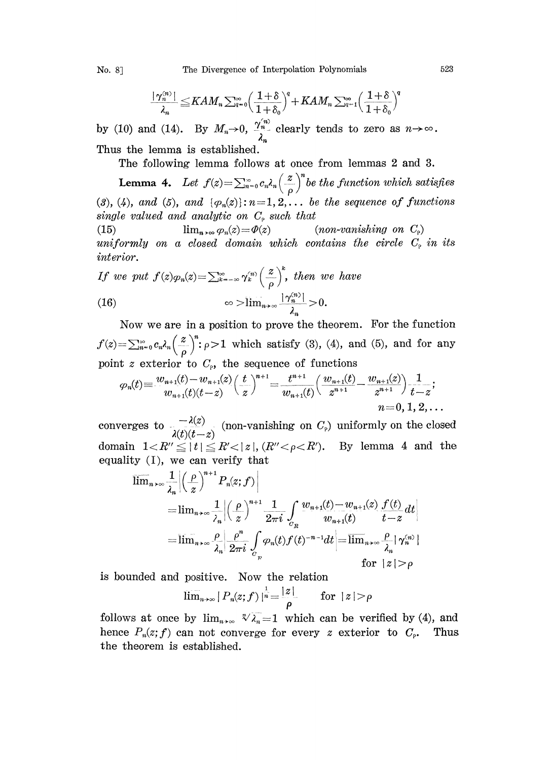$$\frac{|\gamma_n^{(n)}|}{\lambda_n} \leq KAM_n \sum_{q=0}^{\infty}\left(\frac{1+\delta}{1+\delta_0}\right)^q + KAM_n \sum_{q=1}^{\infty}\left(\frac{1+\delta}{1+\delta_0}\right)^q$$

by (10) and (14). By $M_n \to 0$, $\frac{\gamma_n^{(n)}}{\lambda_n}$ clearly tends to zero as $n \to \infty$. Thus the lemma is established.

The following lemma follows at once from lemmas 2 and 3.

**Lemma 4.** *Let $f(z)=\sum_{n=0}^{\infty} c_n \lambda_n \left(\frac{z}{\rho}\right)^n$ be the function which satisfies (3), (4), and (5), and $\{\varphi_n(z)\}: n=1, 2, \dots$ be the sequence of functions single valued and analytic on $C_\rho$ such that*

$$\lim_{n\to\infty} \varphi_n(z) = \Phi(z) \qquad \text{(non-vanishing on } C_\rho) \tag{15}$$

*uniformly on a closed domain which contains the circle $C_\rho$ in its interior.*

*If we put $f(z)\varphi_n(z) = \sum_{k=-\infty}^{\infty} \gamma_k^{(n)} \left(\frac{z}{\rho}\right)^k$, then we have*

$$\infty > \overline{\lim}_{n\to\infty} \frac{|\gamma_n^{(n)}|}{\lambda_n} > 0. \tag{16}$$

Now we are in a position to prove the theorem. For the function $f(z)=\sum_{n=0}^{\infty} c_n \lambda_n \left(\frac{z}{\rho}\right)^n : \rho > 1$ which satisfy (3), (4), and (5), and for any point $z$ exterior to $C_\rho$, the sequence of functions

$$\varphi_n(t) \equiv \frac{w_{n+1}(t) - w_{n+1}(z)}{w_{n+1}(t)(t-z)}\left(\frac{t}{z}\right)^{n+1} = \frac{t^{n+1}}{w_{n+1}(t)}\left(\frac{w_{n+1}(t)}{z^{n+1}} - \frac{w_{n+1}(z)}{z^{n+1}}\right)\frac{1}{t-z};$$
$$n = 0, 1, 2, \dots$$

converges to $\frac{-\lambda(z)}{\lambda(t)(t-z)}$ (non-vanishing on $C_\rho$) uniformly on the closed domain $1 < R'' \leq |t| \leq R' < |z|$, $(R'' < \rho < R')$. By lemma 4 and the equality (I), we can verify that

$$\begin{aligned}
&\overline{\lim}_{n\to\infty} \frac{1}{\lambda_n}\left|\left(\frac{\rho}{z}\right)^{n+1} P_n(z; f)\right| \\
&= \overline{\lim}_{n\to\infty} \frac{1}{\lambda_n}\left|\left(\frac{\rho}{z}\right)^{n+1} \frac{1}{2\pi i}\int_{C_R} \frac{w_{n+1}(t) - w_{n+1}(z)}{w_{n+1}(t)} \frac{f(t)}{t-z} dt\right| \\
&= \overline{\lim}_{n\to\infty} \frac{\rho}{\lambda_n}\left|\frac{\rho^n}{2\pi i}\int_{C_\rho} \varphi_n(t) f(t) t^{-n-1} dt\right| = \overline{\lim}_{n\to\infty} \frac{\rho}{\lambda_n} |\gamma_n^{(n)}| \\
&\hspace{20em} \text{for } |z| > \rho
\end{aligned}$$

is bounded and positive. Now the relation

$$\overline{\lim}_{n\to\infty} |P_n(z; f)|^{\frac{1}{n}} = \frac{|z|}{\rho} \qquad \text{for } |z| > \rho$$

follows at once by $\lim_{n\to\infty} \sqrt[n]{\lambda_n} = 1$ which can be verified by (4), and hence $P_n(z; f)$ can not converge for every $z$ exterior to $C_\rho$. Thus the theorem is established.